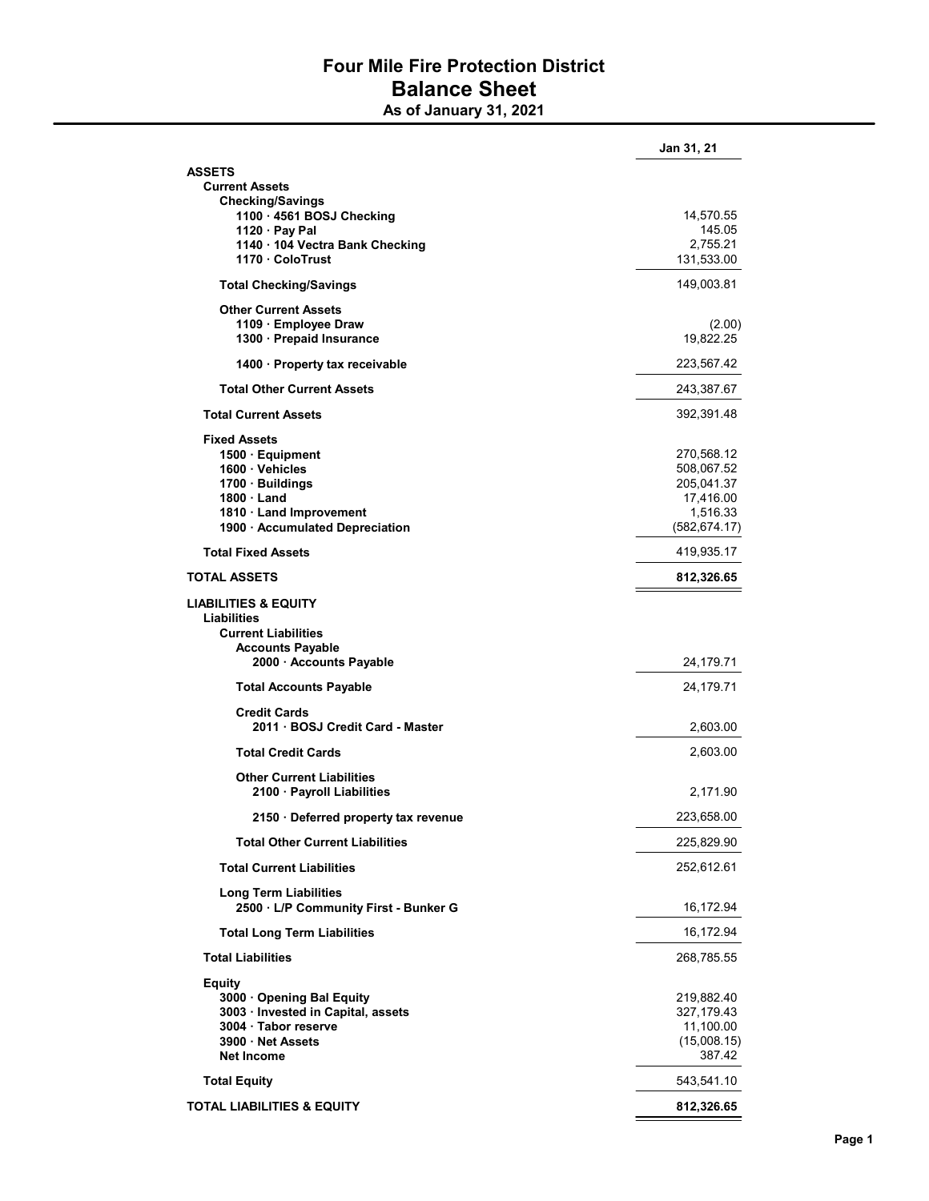# Four Mile Fire Protection District

## Balance Sheet

### As of January 31, 2021

| | Jan 31, 21 |
|---|---|
| **ASSETS** | |
| **Current Assets** | |
| **Checking/Savings** | |
| **1100 · 4561 BOSJ Checking** | 14,570.55 |
| **1120 · Pay Pal** | 145.05 |
| **1140 · 104 Vectra Bank Checking** | 2,755.21 |
| **1170 · ColoTrust** | 131,533.00 |
| **Total Checking/Savings** | 149,003.81 |
| **Other Current Assets** | |
| **1109 · Employee Draw** | (2.00) |
| **1300 · Prepaid Insurance** | 19,822.25 |
| **1400 · Property tax receivable** | 223,567.42 |
| **Total Other Current Assets** | 243,387.67 |
| **Total Current Assets** | 392,391.48 |
| **Fixed Assets** | |
| **1500 · Equipment** | 270,568.12 |
| **1600 · Vehicles** | 508,067.52 |
| **1700 · Buildings** | 205,041.37 |
| **1800 · Land** | 17,416.00 |
| **1810 · Land Improvement** | 1,516.33 |
| **1900 · Accumulated Depreciation** | (582,674.17) |
| **Total Fixed Assets** | 419,935.17 |
| **TOTAL ASSETS** | **812,326.65** |
| **LIABILITIES & EQUITY** | |
| **Liabilities** | |
| **Current Liabilities** | |
| **Accounts Payable** | |
| **2000 · Accounts Payable** | 24,179.71 |
| **Total Accounts Payable** | 24,179.71 |
| **Credit Cards** | |
| **2011 · BOSJ Credit Card - Master** | 2,603.00 |
| **Total Credit Cards** | 2,603.00 |
| **Other Current Liabilities** | |
| **2100 · Payroll Liabilities** | 2,171.90 |
| **2150 · Deferred property tax revenue** | 223,658.00 |
| **Total Other Current Liabilities** | 225,829.90 |
| **Total Current Liabilities** | 252,612.61 |
| **Long Term Liabilities** | |
| **2500 · L/P Community First - Bunker G** | 16,172.94 |
| **Total Long Term Liabilities** | 16,172.94 |
| **Total Liabilities** | 268,785.55 |
| **Equity** | |
| **3000 · Opening Bal Equity** | 219,882.40 |
| **3003 · Invested in Capital, assets** | 327,179.43 |
| **3004 · Tabor reserve** | 11,100.00 |
| **3900 · Net Assets** | (15,008.15) |
| **Net Income** | 387.42 |
| **Total Equity** | 543,541.10 |
| **TOTAL LIABILITIES & EQUITY** | **812,326.65** |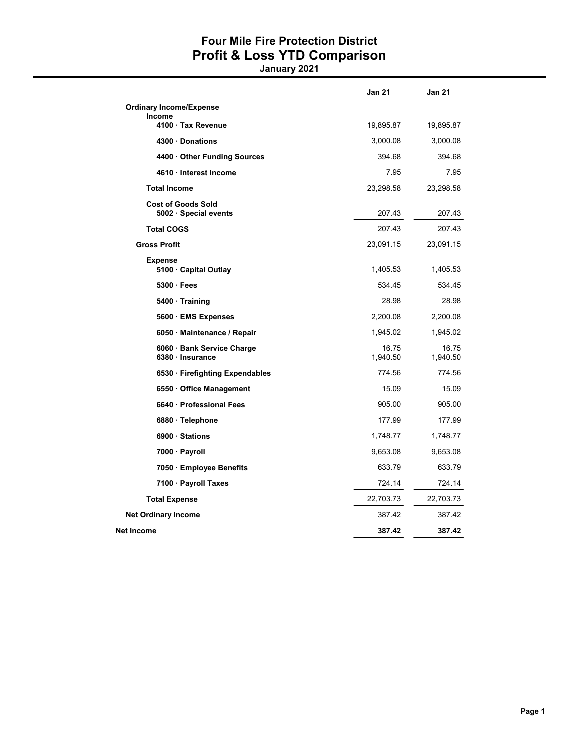# Four Mile Fire Protection District
## Profit & Loss YTD Comparison
### January 2021

| | Jan 21 | Jan 21 |
|---|---|---|
| **Ordinary Income/Expense** | | |
| **Income** | | |
| **4100 · Tax Revenue** | 19,895.87 | 19,895.87 |
| **4300 · Donations** | 3,000.08 | 3,000.08 |
| **4400 · Other Funding Sources** | 394.68 | 394.68 |
| **4610 · Interest Income** | 7.95 | 7.95 |
| **Total Income** | 23,298.58 | 23,298.58 |
| **Cost of Goods Sold** | | |
| **5002 · Special events** | 207.43 | 207.43 |
| **Total COGS** | 207.43 | 207.43 |
| **Gross Profit** | 23,091.15 | 23,091.15 |
| **Expense** | | |
| **5100 · Capital Outlay** | 1,405.53 | 1,405.53 |
| **5300 · Fees** | 534.45 | 534.45 |
| **5400 · Training** | 28.98 | 28.98 |
| **5600 · EMS Expenses** | 2,200.08 | 2,200.08 |
| **6050 · Maintenance / Repair** | 1,945.02 | 1,945.02 |
| **6060 · Bank Service Charge** | 16.75 | 16.75 |
| **6380 · Insurance** | 1,940.50 | 1,940.50 |
| **6530 · Firefighting Expendables** | 774.56 | 774.56 |
| **6550 · Office Management** | 15.09 | 15.09 |
| **6640 · Professional Fees** | 905.00 | 905.00 |
| **6880 · Telephone** | 177.99 | 177.99 |
| **6900 · Stations** | 1,748.77 | 1,748.77 |
| **7000 · Payroll** | 9,653.08 | 9,653.08 |
| **7050 · Employee Benefits** | 633.79 | 633.79 |
| **7100 · Payroll Taxes** | 724.14 | 724.14 |
| **Total Expense** | 22,703.73 | 22,703.73 |
| **Net Ordinary Income** | 387.42 | 387.42 |
| **Net Income** | **387.42** | **387.42** |